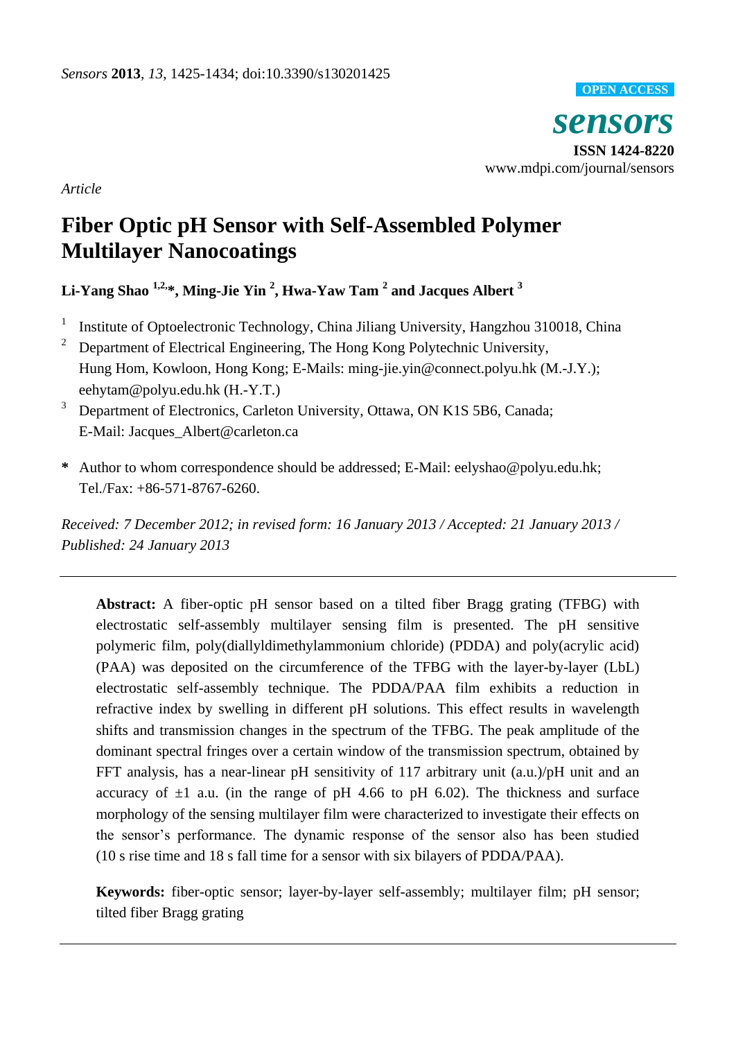*Sensors* **2013**, *13*, 1425-1434; doi:10.3390/s130201425

**OPEN ACCESS**

***sensors***

**ISSN 1424-8220**

www.mdpi.com/journal/sensors

*Article*

# Fiber Optic pH Sensor with Self-Assembled Polymer Multilayer Nanocoatings

**Li-Yang Shao [1,2,*], Ming-Jie Yin [2], Hwa-Yaw Tam [2] and Jacques Albert [3]**

1. Institute of Optoelectronic Technology, China Jiliang University, Hangzhou 310018, China
2. Department of Electrical Engineering, The Hong Kong Polytechnic University, Hung Hom, Kowloon, Hong Kong; E-Mails: ming-jie.yin@connect.polyu.hk (M.-J.Y.); eehytam@polyu.edu.hk (H.-Y.T.)
3. Department of Electronics, Carleton University, Ottawa, ON K1S 5B6, Canada; E-Mail: Jacques_Albert@carleton.ca

**\*** Author to whom correspondence should be addressed; E-Mail: eelyshao@polyu.edu.hk; Tel./Fax: +86-571-8767-6260.

*Received: 7 December 2012; in revised form: 16 January 2013 / Accepted: 21 January 2013 / Published: 24 January 2013*

---

**Abstract:** A fiber-optic pH sensor based on a tilted fiber Bragg grating (TFBG) with electrostatic self-assembly multilayer sensing film is presented. The pH sensitive polymeric film, poly(diallyldimethylammonium chloride) (PDDA) and poly(acrylic acid) (PAA) was deposited on the circumference of the TFBG with the layer-by-layer (LbL) electrostatic self-assembly technique. The PDDA/PAA film exhibits a reduction in refractive index by swelling in different pH solutions. This effect results in wavelength shifts and transmission changes in the spectrum of the TFBG. The peak amplitude of the dominant spectral fringes over a certain window of the transmission spectrum, obtained by FFT analysis, has a near-linear pH sensitivity of 117 arbitrary unit (a.u.)/pH unit and an accuracy of ±1 a.u. (in the range of pH 4.66 to pH 6.02). The thickness and surface morphology of the sensing multilayer film were characterized to investigate their effects on the sensor's performance. The dynamic response of the sensor also has been studied (10 s rise time and 18 s fall time for a sensor with six bilayers of PDDA/PAA).

**Keywords:** fiber-optic sensor; layer-by-layer self-assembly; multilayer film; pH sensor; tilted fiber Bragg grating

---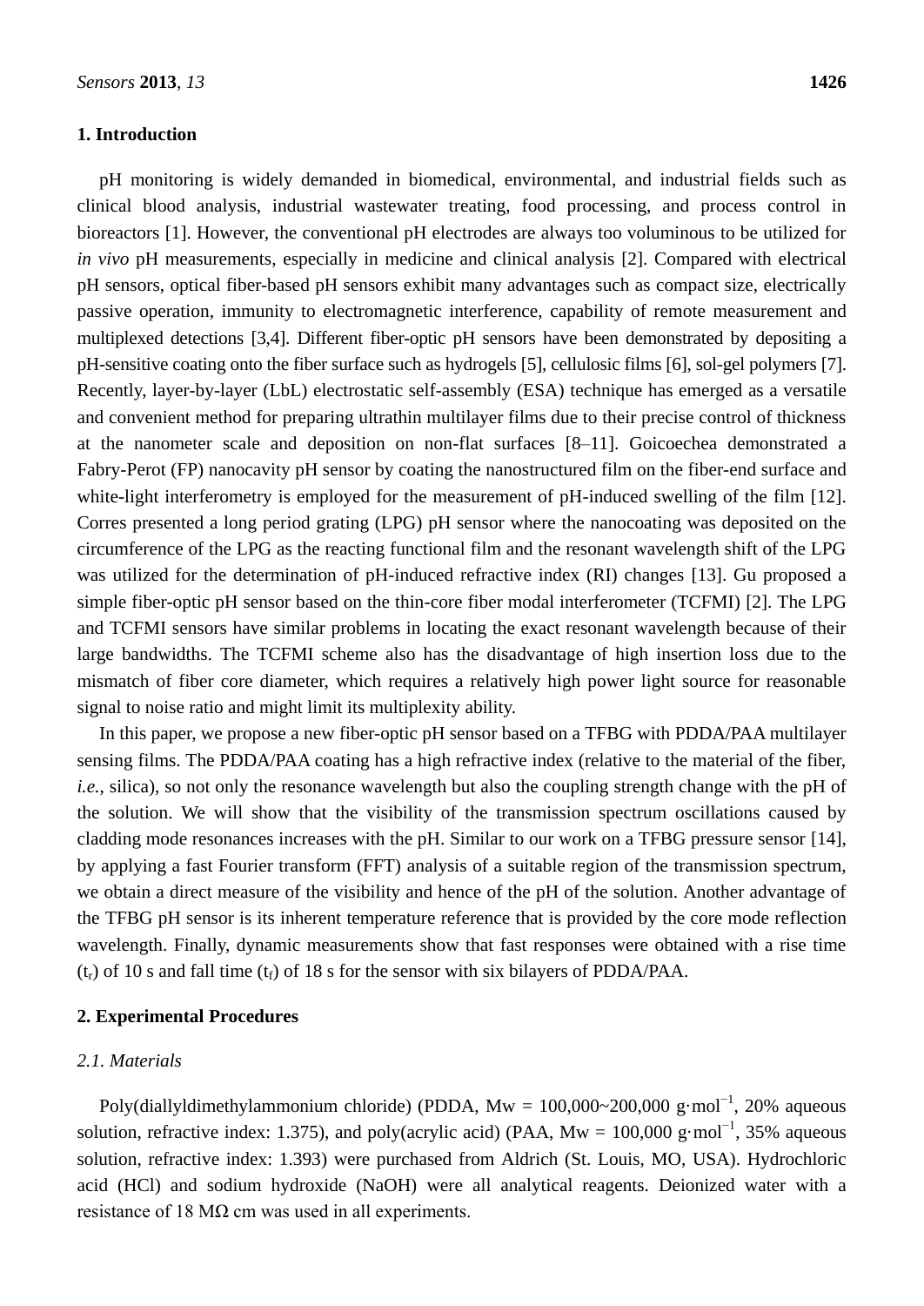## 1. Introduction

pH monitoring is widely demanded in biomedical, environmental, and industrial fields such as clinical blood analysis, industrial wastewater treating, food processing, and process control in bioreactors [1]. However, the conventional pH electrodes are always too voluminous to be utilized for *in vivo* pH measurements, especially in medicine and clinical analysis [2]. Compared with electrical pH sensors, optical fiber-based pH sensors exhibit many advantages such as compact size, electrically passive operation, immunity to electromagnetic interference, capability of remote measurement and multiplexed detections [3,4]. Different fiber-optic pH sensors have been demonstrated by depositing a pH-sensitive coating onto the fiber surface such as hydrogels [5], cellulosic films [6], sol-gel polymers [7]. Recently, layer-by-layer (LbL) electrostatic self-assembly (ESA) technique has emerged as a versatile and convenient method for preparing ultrathin multilayer films due to their precise control of thickness at the nanometer scale and deposition on non-flat surfaces [8–11]. Goicoechea demonstrated a Fabry-Perot (FP) nanocavity pH sensor by coating the nanostructured film on the fiber-end surface and white-light interferometry is employed for the measurement of pH-induced swelling of the film [12]. Corres presented a long period grating (LPG) pH sensor where the nanocoating was deposited on the circumference of the LPG as the reacting functional film and the resonant wavelength shift of the LPG was utilized for the determination of pH-induced refractive index (RI) changes [13]. Gu proposed a simple fiber-optic pH sensor based on the thin-core fiber modal interferometer (TCFMI) [2]. The LPG and TCFMI sensors have similar problems in locating the exact resonant wavelength because of their large bandwidths. The TCFMI scheme also has the disadvantage of high insertion loss due to the mismatch of fiber core diameter, which requires a relatively high power light source for reasonable signal to noise ratio and might limit its multiplexity ability.

In this paper, we propose a new fiber-optic pH sensor based on a TFBG with PDDA/PAA multilayer sensing films. The PDDA/PAA coating has a high refractive index (relative to the material of the fiber, *i.e.*, silica), so not only the resonance wavelength but also the coupling strength change with the pH of the solution. We will show that the visibility of the transmission spectrum oscillations caused by cladding mode resonances increases with the pH. Similar to our work on a TFBG pressure sensor [14], by applying a fast Fourier transform (FFT) analysis of a suitable region of the transmission spectrum, we obtain a direct measure of the visibility and hence of the pH of the solution. Another advantage of the TFBG pH sensor is its inherent temperature reference that is provided by the core mode reflection wavelength. Finally, dynamic measurements show that fast responses were obtained with a rise time ($t_r$) of 10 s and fall time ($t_f$) of 18 s for the sensor with six bilayers of PDDA/PAA.

## 2. Experimental Procedures

### *2.1. Materials*

Poly(diallyldimethylammonium chloride) (PDDA, Mw = 100,000~200,000 g·mol$^{-1}$, 20% aqueous solution, refractive index: 1.375), and poly(acrylic acid) (PAA, Mw = 100,000 g·mol$^{-1}$, 35% aqueous solution, refractive index: 1.393) were purchased from Aldrich (St. Louis, MO, USA). Hydrochloric acid (HCl) and sodium hydroxide (NaOH) were all analytical reagents. Deionized water with a resistance of 18 MΩ cm was used in all experiments.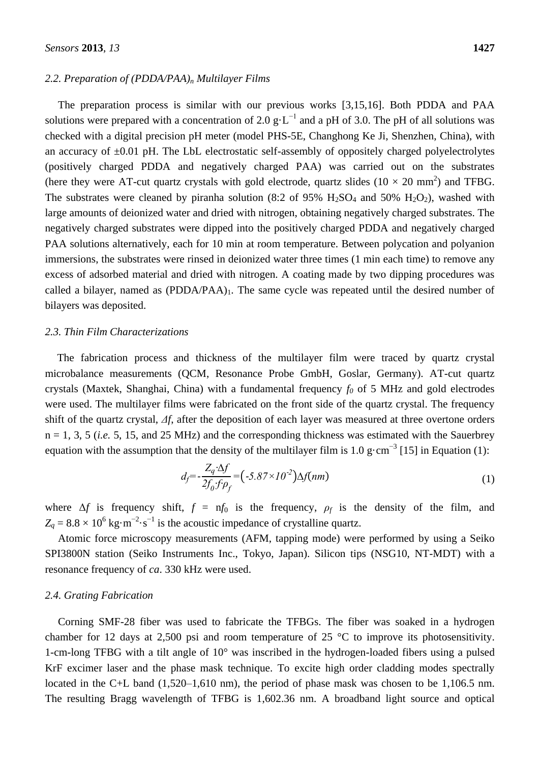### 2.2. Preparation of $(PDDA/PAA)_n$ Multilayer Films

The preparation process is similar with our previous works [3,15,16]. Both PDDA and PAA solutions were prepared with a concentration of 2.0 $g \cdot L^{-1}$ and a pH of 3.0. The pH of all solutions was checked with a digital precision pH meter (model PHS-5E, Changhong Ke Ji, Shenzhen, China), with an accuracy of ±0.01 pH. The LbL electrostatic self-assembly of oppositely charged polyelectrolytes (positively charged PDDA and negatively charged PAA) was carried out on the substrates (here they were AT-cut quartz crystals with gold electrode, quartz slides (10 × 20 $mm^2$) and TFBG. The substrates were cleaned by piranha solution (8:2 of 95% $H_2SO_4$ and 50% $H_2O_2$), washed with large amounts of deionized water and dried with nitrogen, obtaining negatively charged substrates. The negatively charged substrates were dipped into the positively charged PDDA and negatively charged PAA solutions alternatively, each for 10 min at room temperature. Between polycation and polyanion immersions, the substrates were rinsed in deionized water three times (1 min each time) to remove any excess of adsorbed material and dried with nitrogen. A coating made by two dipping procedures was called a bilayer, named as $(PDDA/PAA)_1$. The same cycle was repeated until the desired number of bilayers was deposited.

### 2.3. Thin Film Characterizations

The fabrication process and thickness of the multilayer film were traced by quartz crystal microbalance measurements (QCM, Resonance Probe GmbH, Goslar, Germany). AT-cut quartz crystals (Maxtek, Shanghai, China) with a fundamental frequency $f_0$ of 5 MHz and gold electrodes were used. The multilayer films were fabricated on the front side of the quartz crystal. The frequency shift of the quartz crystal, $\Delta f$, after the deposition of each layer was measured at three overtone orders n = 1, 3, 5 (*i.e.* 5, 15, and 25 MHz) and the corresponding thickness was estimated with the Sauerbrey equation with the assumption that the density of the multilayer film is 1.0 $g \cdot cm^{-3}$ [15] in Equation (1):

$$d_f = -\frac{Z_q \cdot \Delta f}{2 f_0 \cdot f \cdot \rho_f} = \left(-5.87 \times 10^{-2}\right) \Delta f (nm) \tag{1}$$

where $\Delta f$ is frequency shift, $f = nf_0$ is the frequency, $\rho_f$ is the density of the film, and $Z_q = 8.8 \times 10^6$ $kg \cdot m^{-2} \cdot s^{-1}$ is the acoustic impedance of crystalline quartz.

Atomic force microscopy measurements (AFM, tapping mode) were performed by using a Seiko SPI3800N station (Seiko Instruments Inc., Tokyo, Japan). Silicon tips (NSG10, NT-MDT) with a resonance frequency of *ca*. 330 kHz were used.

### 2.4. Grating Fabrication

Corning SMF-28 fiber was used to fabricate the TFBGs. The fiber was soaked in a hydrogen chamber for 12 days at 2,500 psi and room temperature of 25 °C to improve its photosensitivity. 1-cm-long TFBG with a tilt angle of 10° was inscribed in the hydrogen-loaded fibers using a pulsed KrF excimer laser and the phase mask technique. To excite high order cladding modes spectrally located in the C+L band (1,520–1,610 nm), the period of phase mask was chosen to be 1,106.5 nm. The resulting Bragg wavelength of TFBG is 1,602.36 nm. A broadband light source and optical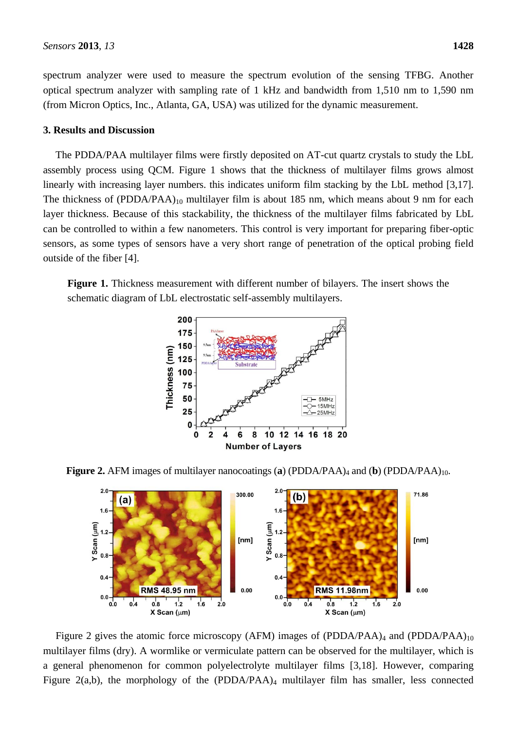spectrum analyzer were used to measure the spectrum evolution of the sensing TFBG. Another optical spectrum analyzer with sampling rate of 1 kHz and bandwidth from 1,510 nm to 1,590 nm (from Micron Optics, Inc., Atlanta, GA, USA) was utilized for the dynamic measurement.

## 3. Results and Discussion

The PDDA/PAA multilayer films were firstly deposited on AT-cut quartz crystals to study the LbL assembly process using QCM. Figure 1 shows that the thickness of multilayer films grows almost linearly with increasing layer numbers. this indicates uniform film stacking by the LbL method [3,17]. The thickness of $(PDDA/PAA)_{10}$ multilayer film is about 185 nm, which means about 9 nm for each layer thickness. Because of this stackability, the thickness of the multilayer films fabricated by LbL can be controlled to within a few nanometers. This control is very important for preparing fiber-optic sensors, as some types of sensors have a very short range of penetration of the optical probing field outside of the fiber [4].

**Figure 1.** Thickness measurement with different number of bilayers. The insert shows the schematic diagram of LbL electrostatic self-assembly multilayers.

**Figure 2.** AFM images of multilayer nanocoatings (**a**) $(PDDA/PAA)_4$ and (**b**) $(PDDA/PAA)_{10}$.

Figure 2 gives the atomic force microscopy (AFM) images of $(PDDA/PAA)_4$ and $(PDDA/PAA)_{10}$ multilayer films (dry). A wormlike or vermiculate pattern can be observed for the multilayer, which is a general phenomenon for common polyelectrolyte multilayer films [3,18]. However, comparing Figure 2(a,b), the morphology of the $(PDDA/PAA)_4$ multilayer film has smaller, less connected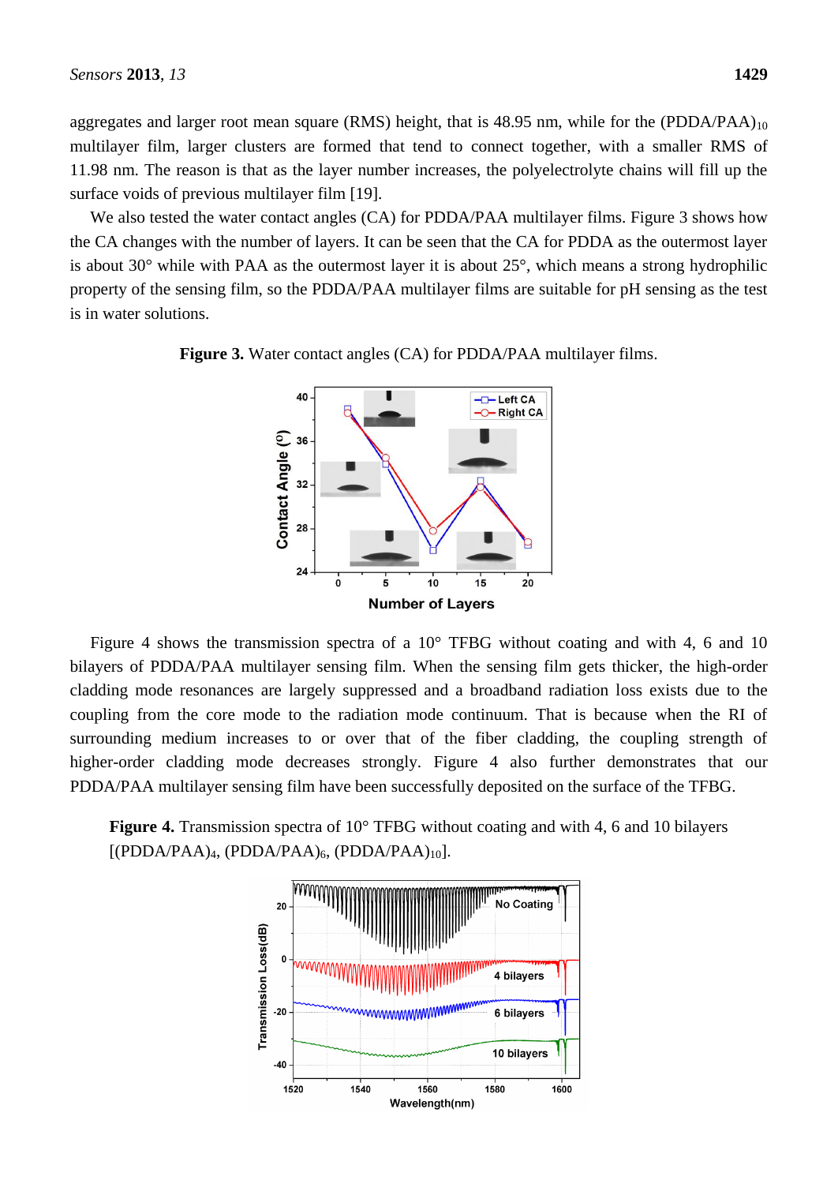aggregates and larger root mean square (RMS) height, that is 48.95 nm, while for the $(PDDA/PAA)_{10}$ multilayer film, larger clusters are formed that tend to connect together, with a smaller RMS of 11.98 nm. The reason is that as the layer number increases, the polyelectrolyte chains will fill up the surface voids of previous multilayer film [19].

We also tested the water contact angles (CA) for PDDA/PAA multilayer films. Figure 3 shows how the CA changes with the number of layers. It can be seen that the CA for PDDA as the outermost layer is about 30° while with PAA as the outermost layer it is about 25°, which means a strong hydrophilic property of the sensing film, so the PDDA/PAA multilayer films are suitable for pH sensing as the test is in water solutions.

**Figure 3.** Water contact angles (CA) for PDDA/PAA multilayer films.

Figure 4 shows the transmission spectra of a 10° TFBG without coating and with 4, 6 and 10 bilayers of PDDA/PAA multilayer sensing film. When the sensing film gets thicker, the high-order cladding mode resonances are largely suppressed and a broadband radiation loss exists due to the coupling from the core mode to the radiation mode continuum. That is because when the RI of surrounding medium increases to or over that of the fiber cladding, the coupling strength of higher-order cladding mode decreases strongly. Figure 4 also further demonstrates that our PDDA/PAA multilayer sensing film have been successfully deposited on the surface of the TFBG.

**Figure 4.** Transmission spectra of 10° TFBG without coating and with 4, 6 and 10 bilayers [$(PDDA/PAA)_4$, $(PDDA/PAA)_6$, $(PDDA/PAA)_{10}$].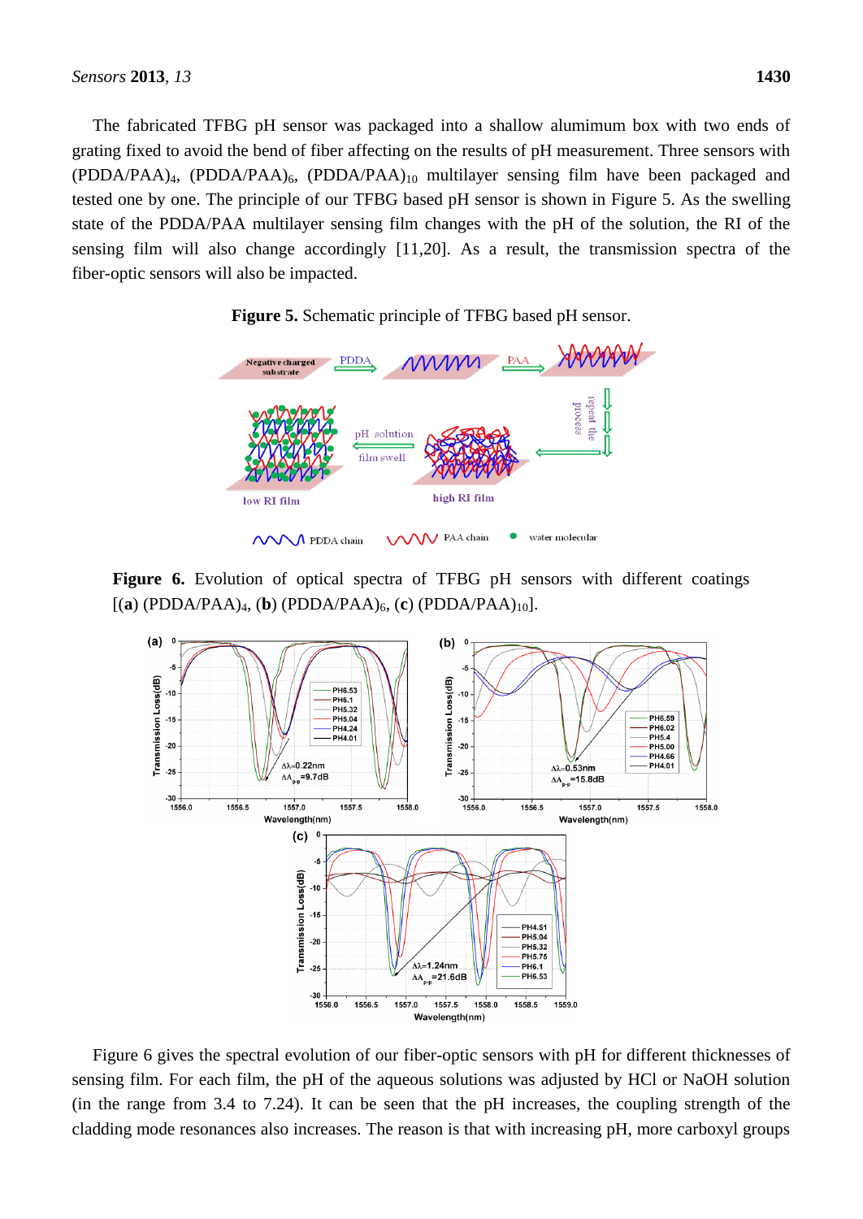The fabricated TFBG pH sensor was packaged into a shallow alumimum box with two ends of grating fixed to avoid the bend of fiber affecting on the results of pH measurement. Three sensors with $(PDDA/PAA)_4$, $(PDDA/PAA)_6$, $(PDDA/PAA)_{10}$ multilayer sensing film have been packaged and tested one by one. The principle of our TFBG based pH sensor is shown in Figure 5. As the swelling state of the PDDA/PAA multilayer sensing film changes with the pH of the solution, the RI of the sensing film will also change accordingly [11,20]. As a result, the transmission spectra of the fiber-optic sensors will also be impacted.

**Figure 5.** Schematic principle of TFBG based pH sensor.

**Figure 6.** Evolution of optical spectra of TFBG pH sensors with different coatings [(**a**) $(PDDA/PAA)_4$, (**b**) $(PDDA/PAA)_6$, (**c**) $(PDDA/PAA)_{10}$].

Figure 6 gives the spectral evolution of our fiber-optic sensors with pH for different thicknesses of sensing film. For each film, the pH of the aqueous solutions was adjusted by HCl or NaOH solution (in the range from 3.4 to 7.24). It can be seen that the pH increases, the coupling strength of the cladding mode resonances also increases. The reason is that with increasing pH, more carboxyl groups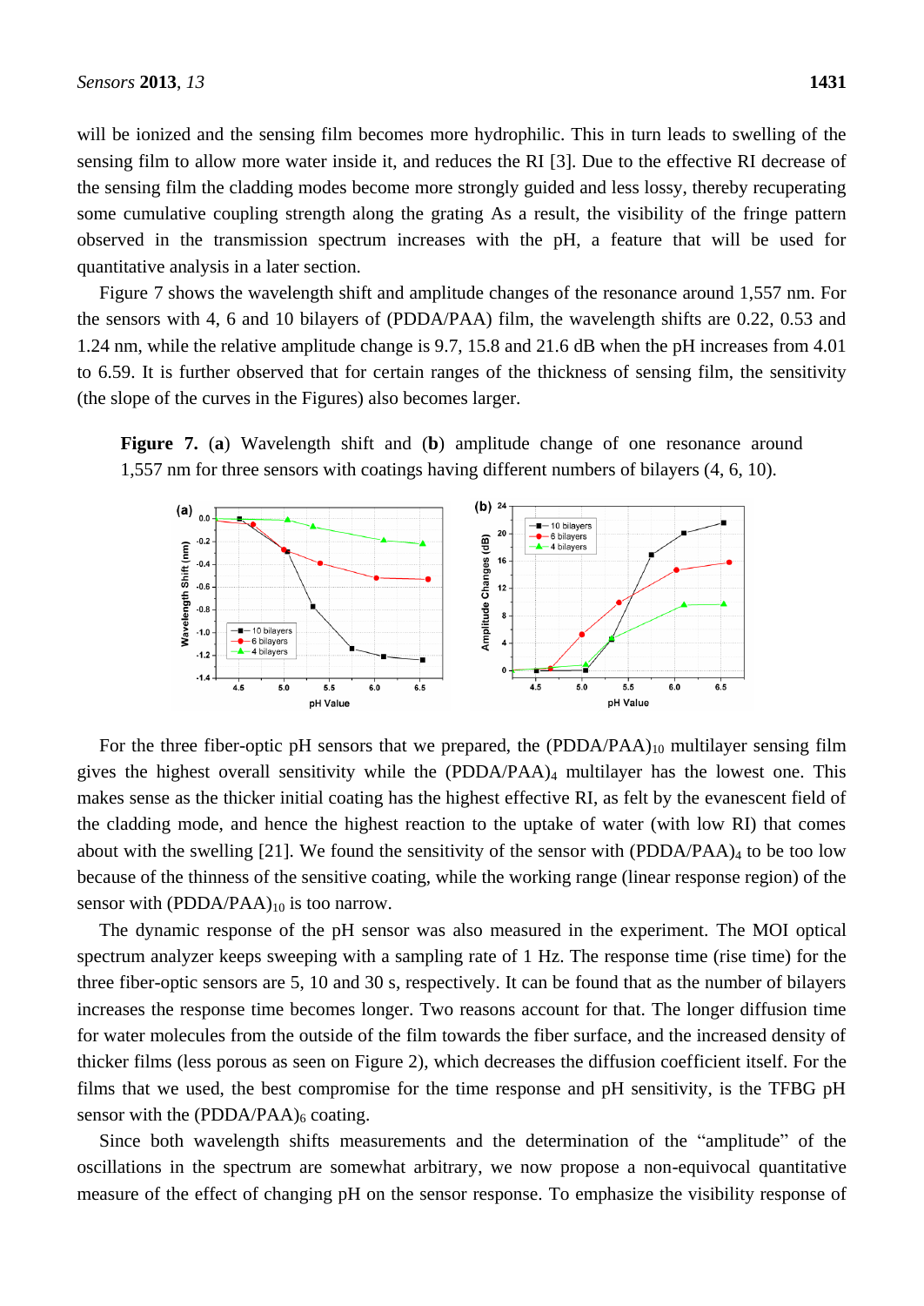will be ionized and the sensing film becomes more hydrophilic. This in turn leads to swelling of the sensing film to allow more water inside it, and reduces the RI [3]. Due to the effective RI decrease of the sensing film the cladding modes become more strongly guided and less lossy, thereby recuperating some cumulative coupling strength along the grating As a result, the visibility of the fringe pattern observed in the transmission spectrum increases with the pH, a feature that will be used for quantitative analysis in a later section.

Figure 7 shows the wavelength shift and amplitude changes of the resonance around 1,557 nm. For the sensors with 4, 6 and 10 bilayers of (PDDA/PAA) film, the wavelength shifts are 0.22, 0.53 and 1.24 nm, while the relative amplitude change is 9.7, 15.8 and 21.6 dB when the pH increases from 4.01 to 6.59. It is further observed that for certain ranges of the thickness of sensing film, the sensitivity (the slope of the curves in the Figures) also becomes larger.

**Figure 7.** (**a**) Wavelength shift and (**b**) amplitude change of one resonance around 1,557 nm for three sensors with coatings having different numbers of bilayers (4, 6, 10).

For the three fiber-optic pH sensors that we prepared, the $(PDDA/PAA)_{10}$ multilayer sensing film gives the highest overall sensitivity while the $(PDDA/PAA)_4$ multilayer has the lowest one. This makes sense as the thicker initial coating has the highest effective RI, as felt by the evanescent field of the cladding mode, and hence the highest reaction to the uptake of water (with low RI) that comes about with the swelling [21]. We found the sensitivity of the sensor with $(PDDA/PAA)_4$ to be too low because of the thinness of the sensitive coating, while the working range (linear response region) of the sensor with $(PDDA/PAA)_{10}$ is too narrow.

The dynamic response of the pH sensor was also measured in the experiment. The MOI optical spectrum analyzer keeps sweeping with a sampling rate of 1 Hz. The response time (rise time) for the three fiber-optic sensors are 5, 10 and 30 s, respectively. It can be found that as the number of bilayers increases the response time becomes longer. Two reasons account for that. The longer diffusion time for water molecules from the outside of the film towards the fiber surface, and the increased density of thicker films (less porous as seen on Figure 2), which decreases the diffusion coefficient itself. For the films that we used, the best compromise for the time response and pH sensitivity, is the TFBG pH sensor with the $(PDDA/PAA)_6$ coating.

Since both wavelength shifts measurements and the determination of the "amplitude" of the oscillations in the spectrum are somewhat arbitrary, we now propose a non-equivocal quantitative measure of the effect of changing pH on the sensor response. To emphasize the visibility response of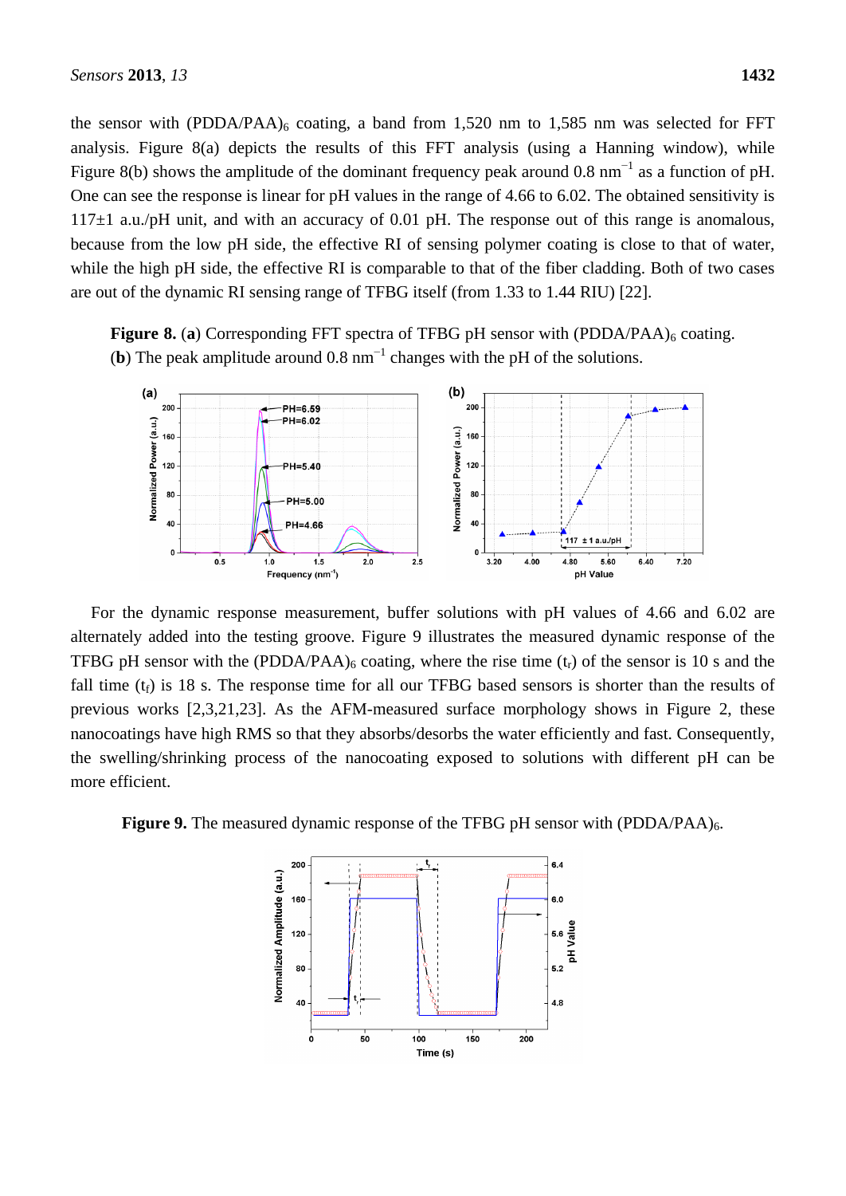the sensor with $(PDDA/PAA)_6$ coating, a band from 1,520 nm to 1,585 nm was selected for FFT analysis. Figure 8(a) depicts the results of this FFT analysis (using a Hanning window), while Figure 8(b) shows the amplitude of the dominant frequency peak around 0.8 $nm^{-1}$ as a function of pH. One can see the response is linear for pH values in the range of 4.66 to 6.02. The obtained sensitivity is 117±1 a.u./pH unit, and with an accuracy of 0.01 pH. The response out of this range is anomalous, because from the low pH side, the effective RI of sensing polymer coating is close to that of water, while the high pH side, the effective RI is comparable to that of the fiber cladding. Both of two cases are out of the dynamic RI sensing range of TFBG itself (from 1.33 to 1.44 RIU) [22].

**Figure 8.** (**a**) Corresponding FFT spectra of TFBG pH sensor with $(PDDA/PAA)_6$ coating. (**b**) The peak amplitude around 0.8 $nm^{-1}$ changes with the pH of the solutions.

For the dynamic response measurement, buffer solutions with pH values of 4.66 and 6.02 are alternately added into the testing groove. Figure 9 illustrates the measured dynamic response of the TFBG pH sensor with the $(PDDA/PAA)_6$ coating, where the rise time ($t_r$) of the sensor is 10 s and the fall time ($t_f$) is 18 s. The response time for all our TFBG based sensors is shorter than the results of previous works [2,3,21,23]. As the AFM-measured surface morphology shows in Figure 2, these nanocoatings have high RMS so that they absorbs/desorbs the water efficiently and fast. Consequently, the swelling/shrinking process of the nanocoating exposed to solutions with different pH can be more efficient.

**Figure 9.** The measured dynamic response of the TFBG pH sensor with $(PDDA/PAA)_6$.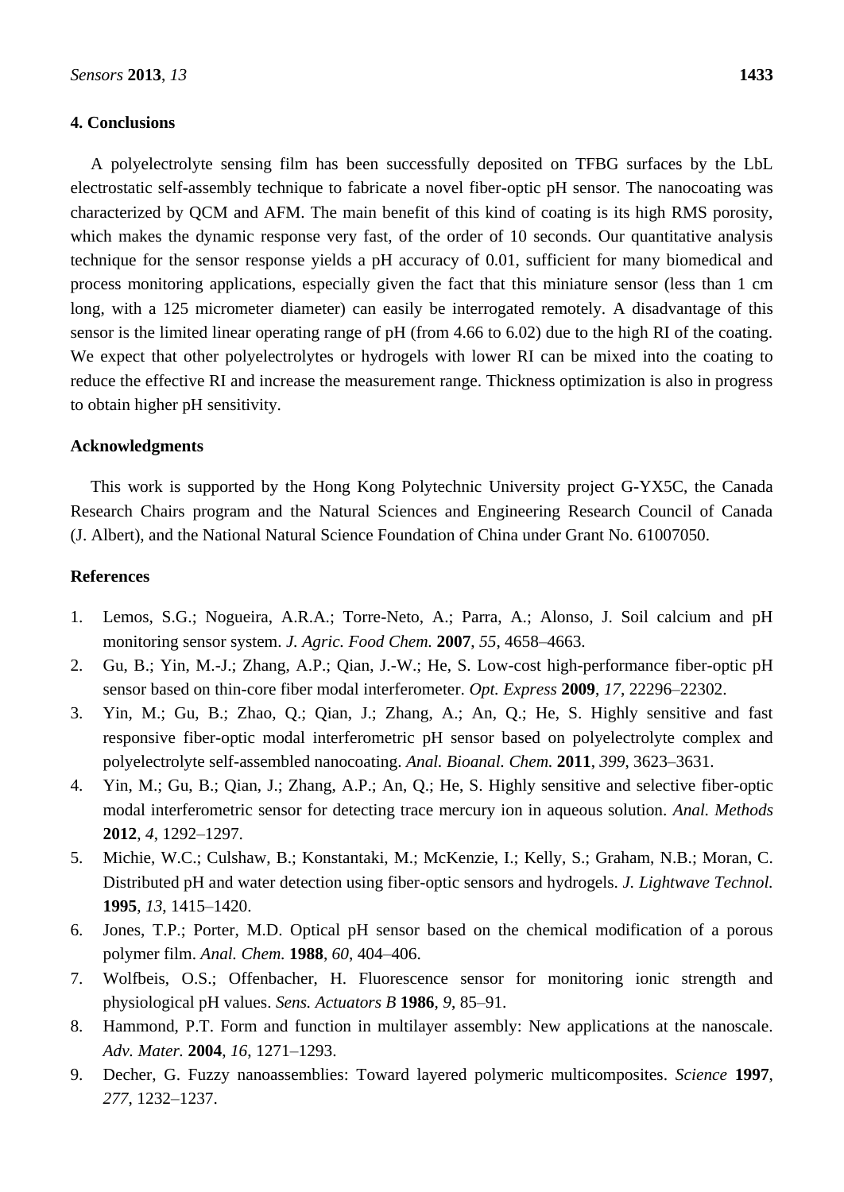## 4. Conclusions

A polyelectrolyte sensing film has been successfully deposited on TFBG surfaces by the LbL electrostatic self-assembly technique to fabricate a novel fiber-optic pH sensor. The nanocoating was characterized by QCM and AFM. The main benefit of this kind of coating is its high RMS porosity, which makes the dynamic response very fast, of the order of 10 seconds. Our quantitative analysis technique for the sensor response yields a pH accuracy of 0.01, sufficient for many biomedical and process monitoring applications, especially given the fact that this miniature sensor (less than 1 cm long, with a 125 micrometer diameter) can easily be interrogated remotely. A disadvantage of this sensor is the limited linear operating range of pH (from 4.66 to 6.02) due to the high RI of the coating. We expect that other polyelectrolytes or hydrogels with lower RI can be mixed into the coating to reduce the effective RI and increase the measurement range. Thickness optimization is also in progress to obtain higher pH sensitivity.

## Acknowledgments

This work is supported by the Hong Kong Polytechnic University project G-YX5C, the Canada Research Chairs program and the Natural Sciences and Engineering Research Council of Canada (J. Albert), and the National Natural Science Foundation of China under Grant No. 61007050.

## References

1. Lemos, S.G.; Nogueira, A.R.A.; Torre-Neto, A.; Parra, A.; Alonso, J. Soil calcium and pH monitoring sensor system. *J. Agric. Food Chem.* **2007**, *55*, 4658–4663.
2. Gu, B.; Yin, M.-J.; Zhang, A.P.; Qian, J.-W.; He, S. Low-cost high-performance fiber-optic pH sensor based on thin-core fiber modal interferometer. *Opt. Express* **2009**, *17*, 22296–22302.
3. Yin, M.; Gu, B.; Zhao, Q.; Qian, J.; Zhang, A.; An, Q.; He, S. Highly sensitive and fast responsive fiber-optic modal interferometric pH sensor based on polyelectrolyte complex and polyelectrolyte self-assembled nanocoating. *Anal. Bioanal. Chem.* **2011**, *399*, 3623–3631.
4. Yin, M.; Gu, B.; Qian, J.; Zhang, A.P.; An, Q.; He, S. Highly sensitive and selective fiber-optic modal interferometric sensor for detecting trace mercury ion in aqueous solution. *Anal. Methods* **2012**, *4*, 1292–1297.
5. Michie, W.C.; Culshaw, B.; Konstantaki, M.; McKenzie, I.; Kelly, S.; Graham, N.B.; Moran, C. Distributed pH and water detection using fiber-optic sensors and hydrogels. *J. Lightwave Technol.* **1995**, *13*, 1415–1420.
6. Jones, T.P.; Porter, M.D. Optical pH sensor based on the chemical modification of a porous polymer film. *Anal. Chem.* **1988**, *60*, 404–406.
7. Wolfbeis, O.S.; Offenbacher, H. Fluorescence sensor for monitoring ionic strength and physiological pH values. *Sens. Actuators B* **1986**, *9*, 85–91.
8. Hammond, P.T. Form and function in multilayer assembly: New applications at the nanoscale. *Adv. Mater.* **2004**, *16*, 1271–1293.
9. Decher, G. Fuzzy nanoassemblies: Toward layered polymeric multicomposites. *Science* **1997**, *277*, 1232–1237.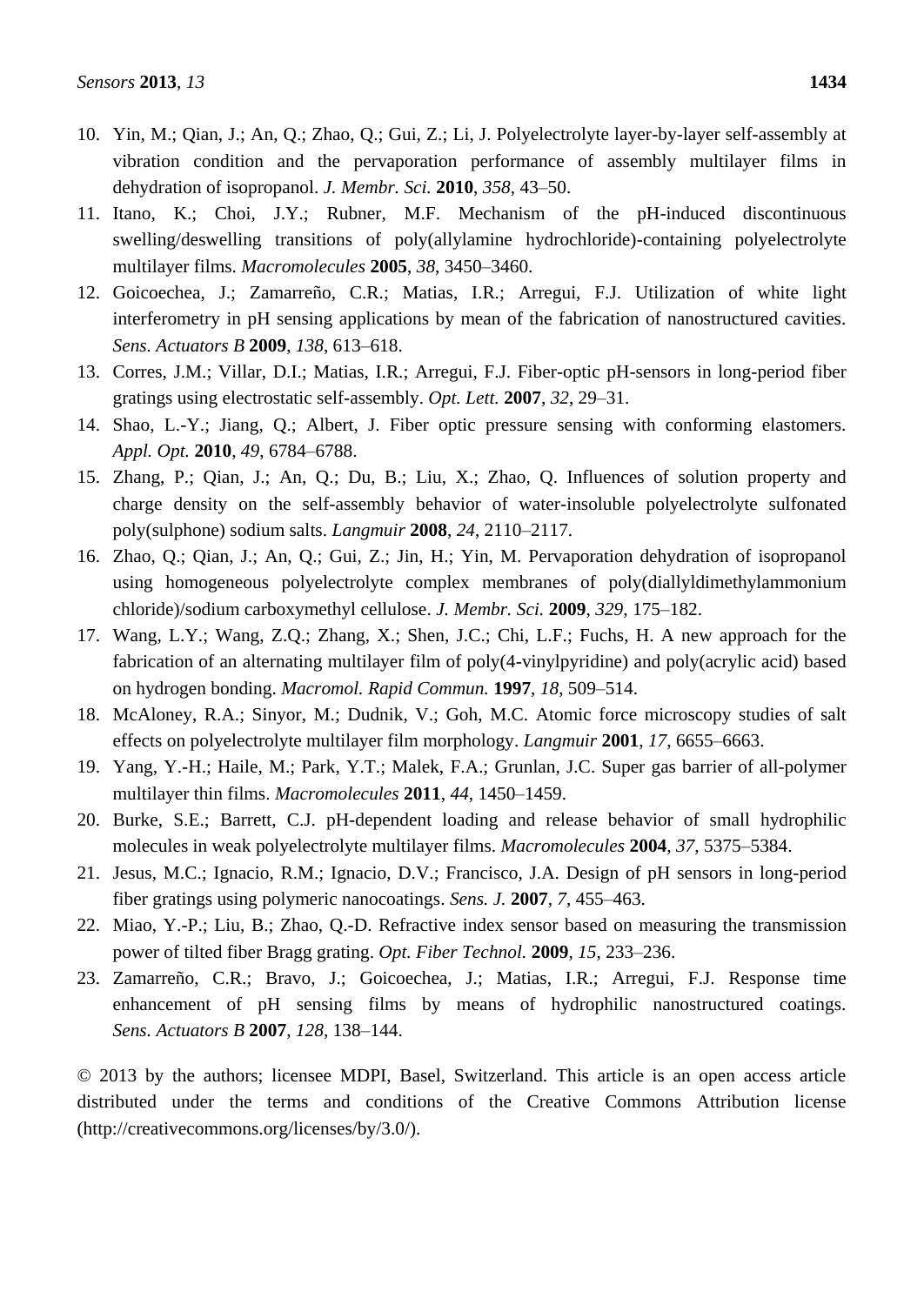10. Yin, M.; Qian, J.; An, Q.; Zhao, Q.; Gui, Z.; Li, J. Polyelectrolyte layer-by-layer self-assembly at vibration condition and the pervaporation performance of assembly multilayer films in dehydration of isopropanol. *J. Membr. Sci.* **2010**, *358*, 43–50.
11. Itano, K.; Choi, J.Y.; Rubner, M.F. Mechanism of the pH-induced discontinuous swelling/deswelling transitions of poly(allylamine hydrochloride)-containing polyelectrolyte multilayer films. *Macromolecules* **2005**, *38*, 3450–3460.
12. Goicoechea, J.; Zamarreño, C.R.; Matias, I.R.; Arregui, F.J. Utilization of white light interferometry in pH sensing applications by mean of the fabrication of nanostructured cavities. *Sens. Actuators B* **2009**, *138*, 613–618.
13. Corres, J.M.; Villar, D.I.; Matias, I.R.; Arregui, F.J. Fiber-optic pH-sensors in long-period fiber gratings using electrostatic self-assembly. *Opt. Lett.* **2007**, *32*, 29–31.
14. Shao, L.-Y.; Jiang, Q.; Albert, J. Fiber optic pressure sensing with conforming elastomers. *Appl. Opt.* **2010**, *49*, 6784–6788.
15. Zhang, P.; Qian, J.; An, Q.; Du, B.; Liu, X.; Zhao, Q. Influences of solution property and charge density on the self-assembly behavior of water-insoluble polyelectrolyte sulfonated poly(sulphone) sodium salts. *Langmuir* **2008**, *24*, 2110–2117.
16. Zhao, Q.; Qian, J.; An, Q.; Gui, Z.; Jin, H.; Yin, M. Pervaporation dehydration of isopropanol using homogeneous polyelectrolyte complex membranes of poly(diallyldimethylammonium chloride)/sodium carboxymethyl cellulose. *J. Membr. Sci.* **2009**, *329*, 175–182.
17. Wang, L.Y.; Wang, Z.Q.; Zhang, X.; Shen, J.C.; Chi, L.F.; Fuchs, H. A new approach for the fabrication of an alternating multilayer film of poly(4-vinylpyridine) and poly(acrylic acid) based on hydrogen bonding. *Macromol. Rapid Commun.* **1997**, *18*, 509–514.
18. McAloney, R.A.; Sinyor, M.; Dudnik, V.; Goh, M.C. Atomic force microscopy studies of salt effects on polyelectrolyte multilayer film morphology. *Langmuir* **2001**, *17*, 6655–6663.
19. Yang, Y.-H.; Haile, M.; Park, Y.T.; Malek, F.A.; Grunlan, J.C. Super gas barrier of all-polymer multilayer thin films. *Macromolecules* **2011**, *44*, 1450–1459.
20. Burke, S.E.; Barrett, C.J. pH-dependent loading and release behavior of small hydrophilic molecules in weak polyelectrolyte multilayer films. *Macromolecules* **2004**, *37*, 5375–5384.
21. Jesus, M.C.; Ignacio, R.M.; Ignacio, D.V.; Francisco, J.A. Design of pH sensors in long-period fiber gratings using polymeric nanocoatings. *Sens. J.* **2007**, *7*, 455–463.
22. Miao, Y.-P.; Liu, B.; Zhao, Q.-D. Refractive index sensor based on measuring the transmission power of tilted fiber Bragg grating. *Opt. Fiber Technol.* **2009**, *15*, 233–236.
23. Zamarreño, C.R.; Bravo, J.; Goicoechea, J.; Matias, I.R.; Arregui, F.J. Response time enhancement of pH sensing films by means of hydrophilic nanostructured coatings. *Sens. Actuators B* **2007**, *128*, 138–144.

© 2013 by the authors; licensee MDPI, Basel, Switzerland. This article is an open access article distributed under the terms and conditions of the Creative Commons Attribution license (http://creativecommons.org/licenses/by/3.0/).